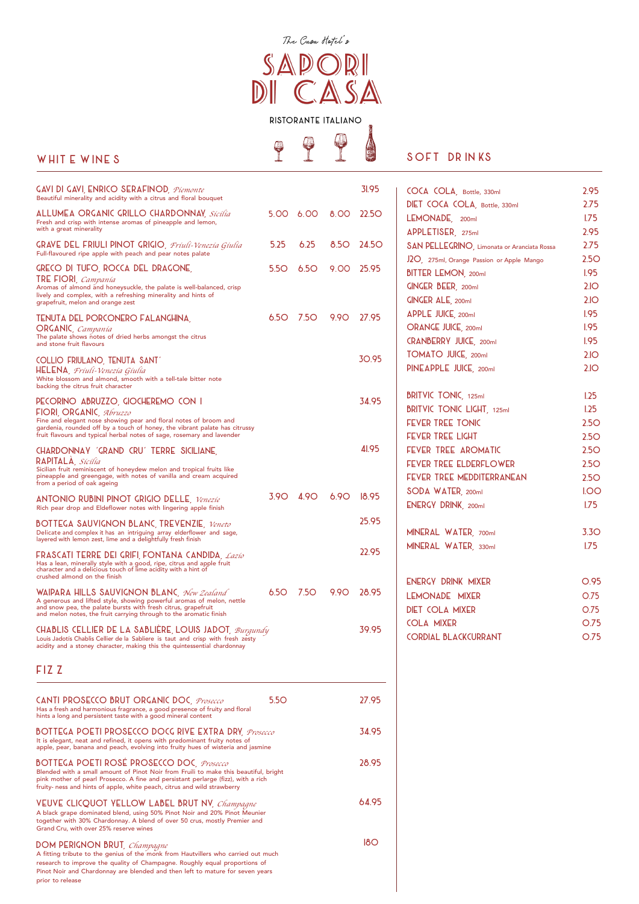The Casa Hotel's

# SAPORI DI CASA

RISTORANTE ITALIANO

## WHITE WINES

| Wine | | | | Bottle |
|---|---|---|---|---|
| **GAVI DI GAVI, ENRICO SERAFINOD**, *Piemonte*<br>Beautiful minerality and acidity with a citrus and floral bouquet | | | | 31.95 |
| **ALLUMEA ORGANIC GRILLO CHARDONNAY**, *Sicilia*<br>Fresh and crisp with intense aromas of pineapple and lemon, with a great minerality | 5.00 | 6.00 | 8.00 | 22.50 |
| **GRAVE DEL FRIULI PINOT GRIGIO**, *Friuli-Venezia Giulia*<br>Full-flavoured ripe apple with peach and pear notes palate | 5.25 | 6.25 | 8.50 | 24.50 |
| **GRECO DI TUFO, ROCCA DEL DRAGONE, TRE FIORI**, *Campania*<br>Aromas of almond and honeysuckle, the palate is well-balanced, crisp lively and complex, with a refreshing minerality and hints of grapefruit, melon and orange zest | 5.50 | 6.50 | 9.00 | 25.95 |
| **TENUTA DEL PORCONERO FALANGHINA, ORGANIC**, *Campania*<br>The palate shows notes of dried herbs amongst the citrus and stone fruit flavours | 6.50 | 7.50 | 9.90 | 27.95 |
| **COLLIO FRIULANO, TENUTA SANT' HELENA**, *Friuli-Venezia Giulia*<br>White blossom and almond, smooth with a tell-tale bitter note backing the citrus fruit character | | | | 30.95 |
| **PECORINO ABRUZZO, GIOCHEREMO CON I FIORI, ORGANIC**, *Abruzzo*<br>Fine and elegant nose showing pear and floral notes of broom and gardenia, rounded off by a touch of honey, the vibrant palate has citrussy fruit flavours and typical herbal notes of sage, rosemary and lavender | | | | 34.95 |
| **CHARDONNAY 'GRAND CRU' TERRE SICILIANE, RAPITALÀ**, *Sicilia*<br>Sicilian fruit reminiscent of honeydew melon and tropical fruits like pineapple and greengage, with notes of vanilla and cream acquired from a period of oak ageing | | | | 41.95 |
| **ANTONIO RUBINI PINOT GRIGIO DELLE**, *Venezie*<br>Rich pear drop and Eldeflower notes with lingering apple finish | 3.90 | 4.90 | 6.90 | 18.95 |
| **BOTTEGA SAUVIGNON BLANC, TREVENZIE**, *Veneto*<br>Delicate and complex it has an intriguing array elderflower and sage, layered with lemon zest, lime and a delightfully fresh finish | | | | 25.95 |
| **FRASCATI TERRE DEI GRIFI, FONTANA CANDIDA**, *Lazio*<br>Has a lean, minerally style with a good, ripe, citrus and apple fruit character and a delicious touch of lime acidity with a hint of crushed almond on the finish | | | | 22.95 |
| **WAIPARA HILLS SAUVIGNON BLANC**, *New Zealand*<br>A generous and lifted style, showing powerful aromas of melon, nettle and snow pea, the palate bursts with fresh citrus, grapefruit and melon notes, the fruit carrying through to the aromatic finish | 6.50 | 7.50 | 9.90 | 28.95 |
| **CHABLIS CELLIER DE LA SABLIÈRE, LOUIS JADOT**, *Burgundy*<br>Louis Jadotís Chablis Cellier de la Sabliere is taut and crisp with fresh zesty acidity and a stoney character, making this the quintessential chardonnay | | | | 39.95 |

## FIZZ

| Wine | Glass | Bottle |
|---|---|---|
| **CANTI PROSECCO BRUT ORGANIC DOC**, *Prosecco*<br>Has a fresh and harmonious fragrance, a good presence of fruity and floral hints a long and persistent taste with a good mineral content | 5.50 | 27.95 |
| **BOTTEGA POETI PROSECCO DOCG RIVE EXTRA DRY**, *Prosecco*<br>It is elegant, neat and refined, it opens with predominant fruity notes of apple, pear, banana and peach, evolving into fruity hues of wisteria and jasmine | | 34.95 |
| **BOTTEGA POETI ROSÉ PROSECCO DOC**, *Prosecco*<br>Blended with a small amount of Pinot Noir from Fruili to make this beautiful, bright pink mother of pearl Prosecco. A fine and persistant perlarge (fizz), with a rich fruity- ness and hints of apple, white peach, citrus and wild strawberry | | 28.95 |
| **VEUVE CLICQUOT YELLOW LABEL BRUT NV**, *Champagne*<br>A black grape dominated blend, using 50% Pinot Noir and 20% Pinot Meunier together with 30% Chardonnay. A blend of over 50 crus, mostly Premier and Grand Cru, with over 25% reserve wines | | 64.95 |
| **DOM PERIGNON BRUT**, *Champagne*<br>A fitting tribute to the genius of the monk from Hautvillers who carried out much research to improve the quality of Champagne. Roughly equal proportions of Pinot Noir and Chardonnay are blended and then left to mature for seven years prior to release | | 180 |

## SOFT DRINKS

| Drink | Price |
|---|---|
| COCA COLA, Bottle, 330ml | 2.95 |
| DIET COCA COLA, Bottle, 330ml | 2.75 |
| LEMONADE, 200ml | 1.75 |
| APPLETISER, 275ml | 2.95 |
| SAN PELLEGRINO, Limonata or Aranciata Rossa | 2.75 |
| J2O, 275ml, Orange Passion or Apple Mango | 2.50 |
| BITTER LEMON, 200ml | 1.95 |
| GINGER BEER, 200ml | 2.10 |
| GINGER ALE, 200ml | 2.10 |
| APPLE JUICE, 200ml | 1.95 |
| ORANGE JUICE, 200ml | 1.95 |
| CRANBERRY JUICE, 200ml | 1.95 |
| TOMATO JUICE, 200ml | 2.10 |
| PINEAPPLE JUICE, 200ml | 2.10 |
| BRITVIC TONIC, 125ml | 1.25 |
| BRITVIC TONIC LIGHT, 125ml | 1.25 |
| FEVER TREE TONIC | 2.50 |
| FEVER TREE LIGHT | 2.50 |
| FEVER TREE AROMATIC | 2.50 |
| FEVER TREE ELDERFLOWER | 2.50 |
| FEVER TREE MEDDITERRANEAN | 2.50 |
| SODA WATER, 200ml | 1.00 |
| ENERGY DRINK, 200ml | 1.75 |
| MINERAL WATER, 700ml | 3.30 |
| MINERAL WATER, 330ml | 1.75 |
| ENERGY DRINK MIXER | 0.95 |
| LEMONADE MIXER | 0.75 |
| DIET COLA MIXER | 0.75 |
| COLA MIXER | 0.75 |
| CORDIAL BLACKCURRANT | 0.75 |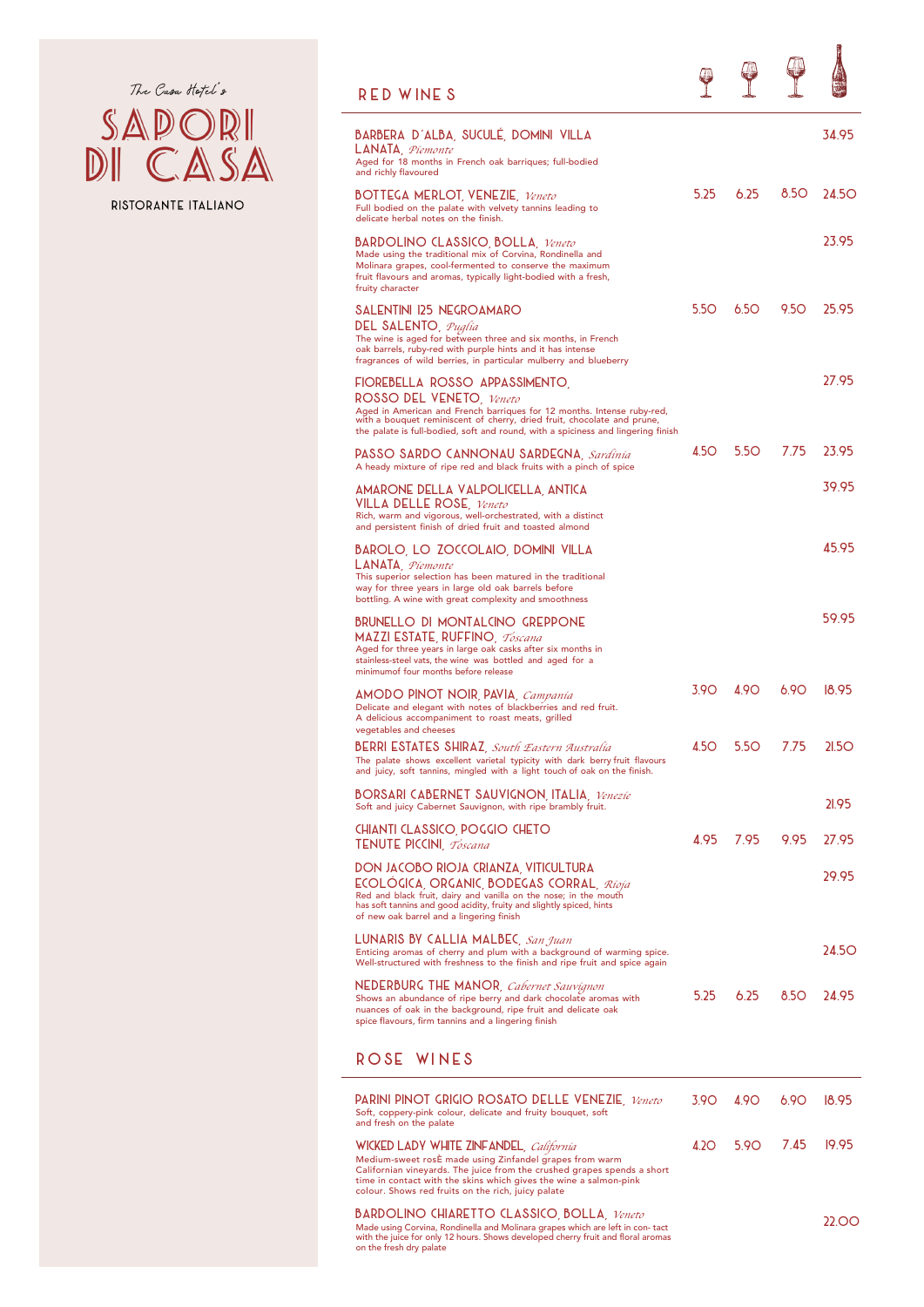The Casa Hotel's

# SAPORI DI CASA

RISTORANTE ITALIANO

## RED WINES

| | | | | |
|---|---|---|---|---|
| **BARBERA D´ALBA, SUCULÉ, DOMINI VILLA LANATA**, *Piemonte*<br>Aged for 18 months in French oak barriques; full-bodied and richly flavoured | | | | 34.95 |
| **BOTTEGA MERLOT, VENEZIE**, *Veneto*<br>Full bodied on the palate with velvety tannins leading to delicate herbal notes on the finish. | 5.25 | 6.25 | 8.50 | 24.50 |
| **BARDOLINO CLASSICO, BOLLA**, *Veneto*<br>Made using the traditional mix of Corvina, Rondinella and Molinara grapes, cool-fermented to conserve the maximum fruit flavours and aromas, typically light-bodied with a fresh, fruity character | | | | 23.95 |
| **SALENTINI 125 NEGROAMARO DEL SALENTO**, *Puglia*<br>The wine is aged for between three and six months, in French oak barrels, ruby-red with purple hints and it has intense fragrances of wild berries, in particular mulberry and blueberry | 5.50 | 6.50 | 9.50 | 25.95 |
| **FIOREBELLA ROSSO APPASSIMENTO, ROSSO DEL VENETO**, *Veneto*<br>Aged in American and French barriques for 12 months. Intense ruby-red, with a bouquet reminiscent of cherry, dried fruit, chocolate and prune, the palate is full-bodied, soft and round, with a spiciness and lingering finish | | | | 27.95 |
| **PASSO SARDO CANNONAU SARDEGNA**, *Sardinia*<br>A heady mixture of ripe red and black fruits with a pinch of spice | 4.50 | 5.50 | 7.75 | 23.95 |
| **AMARONE DELLA VALPOLICELLA, ANTICA VILLA DELLE ROSE**, *Veneto*<br>Rich, warm and vigorous, well-orchestrated, with a distinct and persistent finish of dried fruit and toasted almond | | | | 39.95 |
| **BAROLO, LO ZOCCOLAIO, DOMINI VILLA LANATA**, *Piemonte*<br>This superior selection has been matured in the traditional way for three years in large old oak barrels before bottling. A wine with great complexity and smoothness | | | | 45.95 |
| **BRUNELLO DI MONTALCINO GREPPONE MAZZI ESTATE, RUFFINO**, *Toscana*<br>Aged for three years in large oak casks after six months in stainless-steel vats, the wine was bottled and aged for a minimumof four months before release | | | | 59.95 |
| **AMODO PINOT NOIR, PAVIA**, *Campania*<br>Delicate and elegant with notes of blackberries and red fruit. A delicious accompaniment to roast meats, grilled vegetables and cheeses | 3.90 | 4.90 | 6.90 | 18.95 |
| **BERRI ESTATES SHIRAZ**, *South Eastern Australia*<br>The palate shows excellent varietal typicity with dark berry fruit flavours and juicy, soft tannins, mingled with a light touch of oak on the finish. | 4.50 | 5.50 | 7.75 | 21.50 |
| **BORSARI CABERNET SAUVIGNON, ITALIA**, *Venezie*<br>Soft and juicy Cabernet Sauvignon, with ripe brambly fruit. | | | | 21.95 |
| **CHIANTI CLASSICO, POGGIO CHETO TENUTE PICCINI**, *Toscana* | 4.95 | 7.95 | 9.95 | 27.95 |
| **DON JACOBO RIOJA CRIANZA, VITICULTURA ECOLÓGICA, ORGANIC, BODEGAS CORRAL**, *Rioja*<br>Red and black fruit, dairy and vanilla on the nose; in the mouth has soft tannins and good acidity, fruity and slightly spiced, hints of new oak barrel and a lingering finish | | | | 29.95 |
| **LUNARIS BY CALLIA MALBEC**, *San Juan*<br>Enticing aromas of cherry and plum with a background of warming spice. Well-structured with freshness to the finish and ripe fruit and spice again | | | | 24.50 |
| **NEDERBURG THE MANOR**, *Cabernet Sauvignon*<br>Shows an abundance of ripe berry and dark chocolate aromas with nuances of oak in the background, ripe fruit and delicate oak spice flavours, firm tannins and a lingering finish | 5.25 | 6.25 | 8.50 | 24.95 |

## ROSE WINES

| | | | | |
|---|---|---|---|---|
| **PARINI PINOT GRIGIO ROSATO DELLE VENEZIE**, *Veneto*<br>Soft, coppery-pink colour, delicate and fruity bouquet, soft and fresh on the palate | 3.90 | 4.90 | 6.90 | 18.95 |
| **WICKED LADY WHITE ZINFANDEL**, *California*<br>Medium-sweet rosÉ made using Zinfandel grapes from warm Californian vineyards. The juice from the crushed grapes spends a short time in contact with the skins which gives the wine a salmon-pink colour. Shows red fruits on the rich, juicy palate | 4.20 | 5.90 | 7.45 | 19.95 |
| **BARDOLINO CHIARETTO CLASSICO, BOLLA**, *Veneto*<br>Made using Corvina, Rondinella and Molinara grapes which are left in con- tact with the juice for only 12 hours. Shows developed cherry fruit and floral aromas on the fresh dry palate | | | | 22.00 |